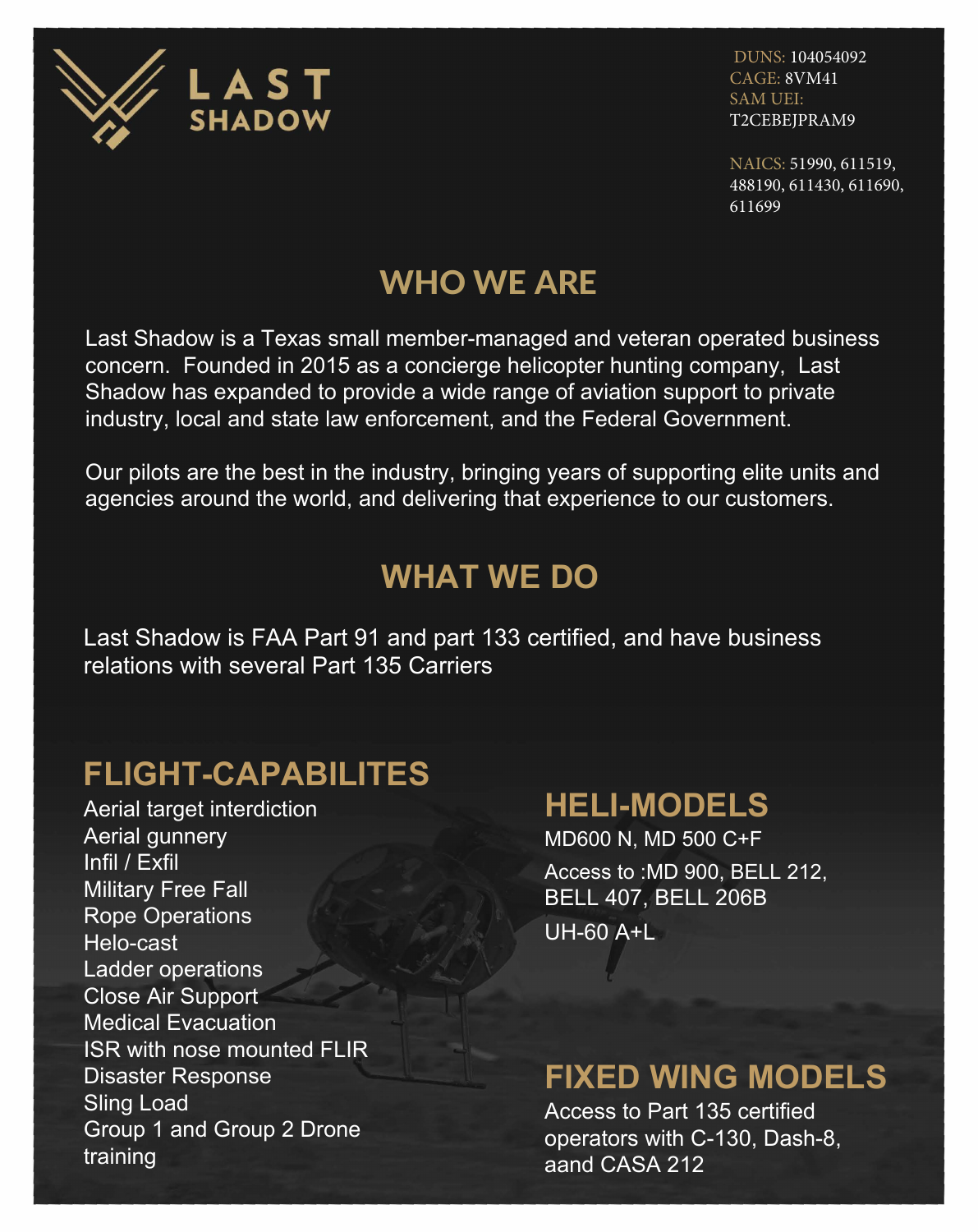# LAST SHADOW

DUNS: 104054092
CAGE: 8VM41
SAM UEI:
T2CEBEJPRAM9

NAICS: 51990, 611519, 488190, 611430, 611690, 611699

## WHO WE ARE

Last Shadow is a Texas small member-managed and veteran operated business concern. Founded in 2015 as a concierge helicopter hunting company, Last Shadow has expanded to provide a wide range of aviation support to private industry, local and state law enforcement, and the Federal Government.

Our pilots are the best in the industry, bringing years of supporting elite units and agencies around the world, and delivering that experience to our customers.

## WHAT WE DO

Last Shadow is FAA Part 91 and part 133 certified, and have business relations with several Part 135 Carriers

## FLIGHT-CAPABILITES

- Aerial target interdiction
- Aerial gunnery
- Infil / Exfil
- Military Free Fall
- Rope Operations
- Helo-cast
- Ladder operations
- Close Air Support
- Medical Evacuation
- ISR with nose mounted FLIR
- Disaster Response
- Sling Load
- Group 1 and Group 2 Drone training

## HELI-MODELS

MD600 N, MD 500 C+F

Access to :MD 900, BELL 212, BELL 407, BELL 206B

UH-60 A+L

## FIXED WING MODELS

Access to Part 135 certified operators with C-130, Dash-8, aand CASA 212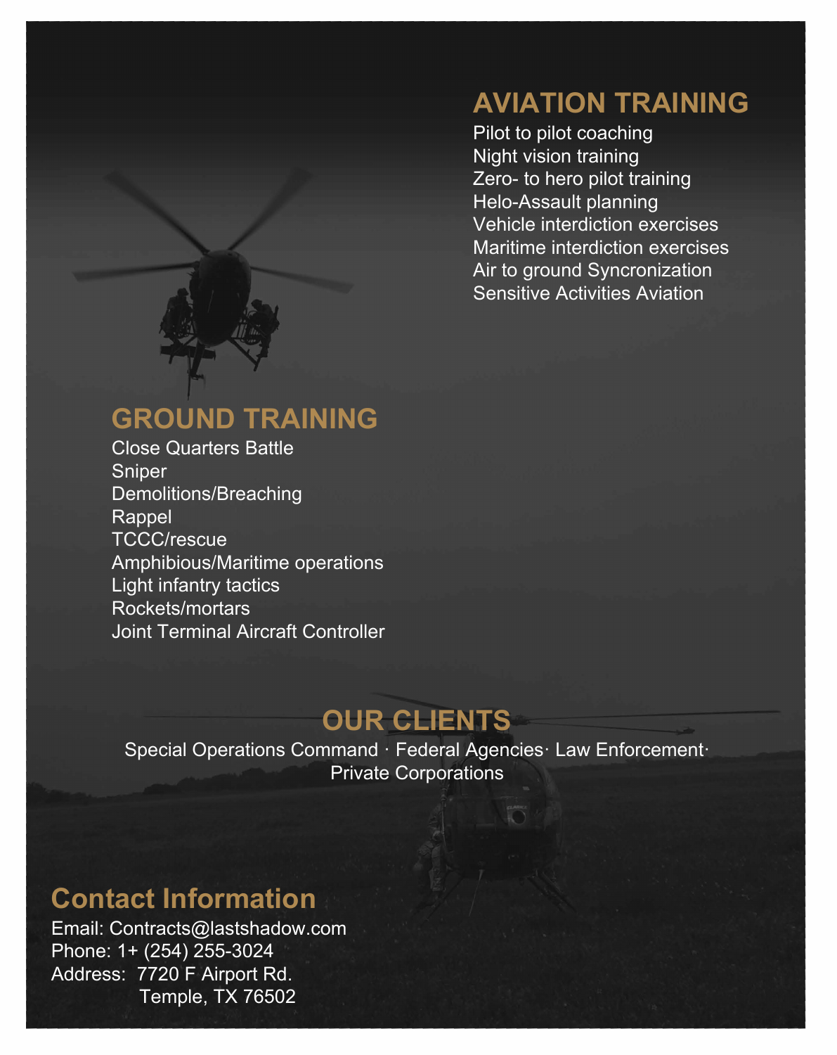## AVIATION TRAINING

Pilot to pilot coaching
Night vision training
Zero- to hero pilot training
Helo-Assault planning
Vehicle interdiction exercises
Maritime interdiction exercises
Air to ground Syncronization
Sensitive Activities Aviation

## GROUND TRAINING

Close Quarters Battle
Sniper
Demolitions/Breaching
Rappel
TCCC/rescue
Amphibious/Maritime operations
Light infantry tactics
Rockets/mortars
Joint Terminal Aircraft Controller

## OUR CLIENTS

Special Operations Command · Federal Agencies· Law Enforcement· Private Corporations

## Contact Information

Email: Contracts@lastshadow.com
Phone: 1+ (254) 255-3024
Address: 7720 F Airport Rd.
Temple, TX 76502